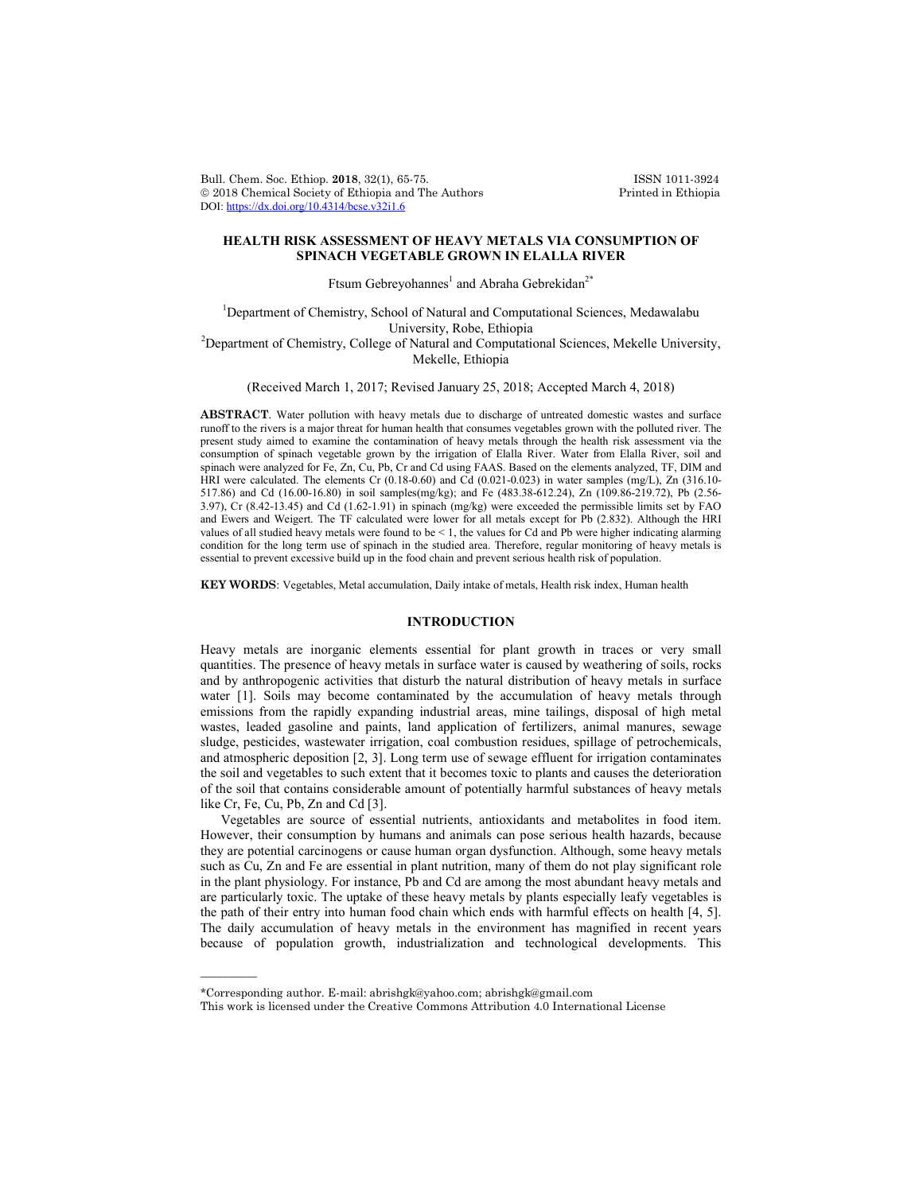# HEALTH RISK ASSESSMENT OF HEAVY METALS VIA CONSUMPTION OF SPINACH VEGETABLE GROWN IN ELALLA RIVER

Ftsum Gebreyohannes[1] and Abraha Gebrekidan[2*]

[1]Department of Chemistry, School of Natural and Computational Sciences, Medawalabu University, Robe, Ethiopia
[2]Department of Chemistry, College of Natural and Computational Sciences, Mekelle University, Mekelle, Ethiopia

(Received March 1, 2017; Revised January 25, 2018; Accepted March 4, 2018)

**ABSTRACT**. Water pollution with heavy metals due to discharge of untreated domestic wastes and surface runoff to the rivers is a major threat for human health that consumes vegetables grown with the polluted river. The present study aimed to examine the contamination of heavy metals through the health risk assessment via the consumption of spinach vegetable grown by the irrigation of Elalla River. Water from Elalla River, soil and spinach were analyzed for Fe, Zn, Cu, Pb, Cr and Cd using FAAS. Based on the elements analyzed, TF, DIM and HRI were calculated. The elements Cr (0.18-0.60) and Cd (0.021-0.023) in water samples (mg/L), Zn (316.10-517.86) and Cd (16.00-16.80) in soil samples(mg/kg); and Fe (483.38-612.24), Zn (109.86-219.72), Pb (2.56-3.97), Cr (8.42-13.45) and Cd (1.62-1.91) in spinach (mg/kg) were exceeded the permissible limits set by FAO and Ewers and Weigert. The TF calculated were lower for all metals except for Pb (2.832). Although the HRI values of all studied heavy metals were found to be < 1, the values for Cd and Pb were higher indicating alarming condition for the long term use of spinach in the studied area. Therefore, regular monitoring of heavy metals is essential to prevent excessive build up in the food chain and prevent serious health risk of population.

**KEY WORDS**: Vegetables, Metal accumulation, Daily intake of metals, Health risk index, Human health

## INTRODUCTION

Heavy metals are inorganic elements essential for plant growth in traces or very small quantities. The presence of heavy metals in surface water is caused by weathering of soils, rocks and by anthropogenic activities that disturb the natural distribution of heavy metals in surface water [1]. Soils may become contaminated by the accumulation of heavy metals through emissions from the rapidly expanding industrial areas, mine tailings, disposal of high metal wastes, leaded gasoline and paints, land application of fertilizers, animal manures, sewage sludge, pesticides, wastewater irrigation, coal combustion residues, spillage of petrochemicals, and atmospheric deposition [2, 3]. Long term use of sewage effluent for irrigation contaminates the soil and vegetables to such extent that it becomes toxic to plants and causes the deterioration of the soil that contains considerable amount of potentially harmful substances of heavy metals like Cr, Fe, Cu, Pb, Zn and Cd [3].

Vegetables are source of essential nutrients, antioxidants and metabolites in food item. However, their consumption by humans and animals can pose serious health hazards, because they are potential carcinogens or cause human organ dysfunction. Although, some heavy metals such as Cu, Zn and Fe are essential in plant nutrition, many of them do not play significant role in the plant physiology. For instance, Pb and Cd are among the most abundant heavy metals and are particularly toxic. The uptake of these heavy metals by plants especially leafy vegetables is the path of their entry into human food chain which ends with harmful effects on health [4, 5]. The daily accumulation of heavy metals in the environment has magnified in recent years because of population growth, industrialization and technological developments. This

*Corresponding author. E-mail: abrishgk@yahoo.com; abrishgk@gmail.com
This work is licensed under the Creative Commons Attribution 4.0 International License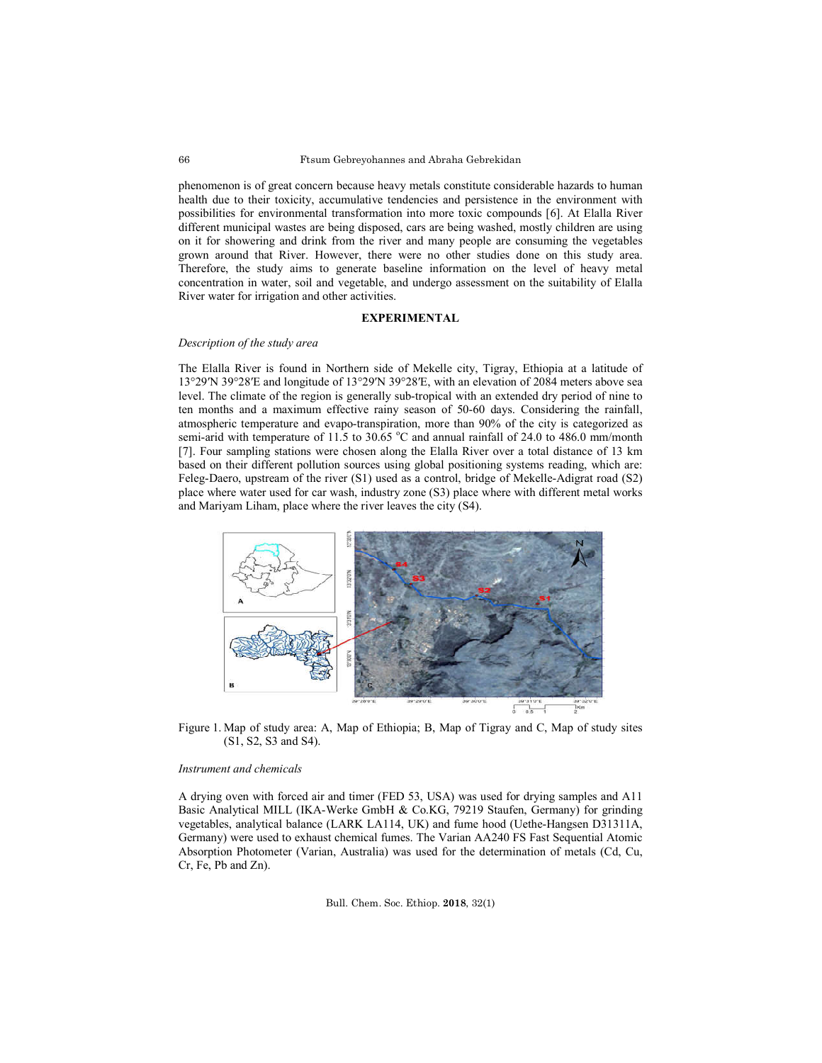phenomenon is of great concern because heavy metals constitute considerable hazards to human health due to their toxicity, accumulative tendencies and persistence in the environment with possibilities for environmental transformation into more toxic compounds [6]. At Elalla River different municipal wastes are being disposed, cars are being washed, mostly children are using on it for showering and drink from the river and many people are consuming the vegetables grown around that River. However, there were no other studies done on this study area. Therefore, the study aims to generate baseline information on the level of heavy metal concentration in water, soil and vegetable, and undergo assessment on the suitability of Elalla River water for irrigation and other activities.

## EXPERIMENTAL

*Description of the study area*

The Elalla River is found in Northern side of Mekelle city, Tigray, Ethiopia at a latitude of 13°29′N 39°28′E and longitude of 13°29′N 39°28′E, with an elevation of 2084 meters above sea level. The climate of the region is generally sub-tropical with an extended dry period of nine to ten months and a maximum effective rainy season of 50-60 days. Considering the rainfall, atmospheric temperature and evapo-transpiration, more than 90% of the city is categorized as semi-arid with temperature of 11.5 to 30.65 °C and annual rainfall of 24.0 to 486.0 mm/month [7]. Four sampling stations were chosen along the Elalla River over a total distance of 13 km based on their different pollution sources using global positioning systems reading, which are: Feleg-Daero, upstream of the river (S1) used as a control, bridge of Mekelle-Adigrat road (S2) place where water used for car wash, industry zone (S3) place where with different metal works and Mariyam Liham, place where the river leaves the city (S4).

Figure 1. Map of study area: A, Map of Ethiopia; B, Map of Tigray and C, Map of study sites (S1, S2, S3 and S4).

*Instrument and chemicals*

A drying oven with forced air and timer (FED 53, USA) was used for drying samples and A11 Basic Analytical MILL (IKA-Werke GmbH & Co.KG, 79219 Staufen, Germany) for grinding vegetables, analytical balance (LARK LA114, UK) and fume hood (Uethe-Hangsen D31311A, Germany) were used to exhaust chemical fumes. The Varian AA240 FS Fast Sequential Atomic Absorption Photometer (Varian, Australia) was used for the determination of metals (Cd, Cu, Cr, Fe, Pb and Zn).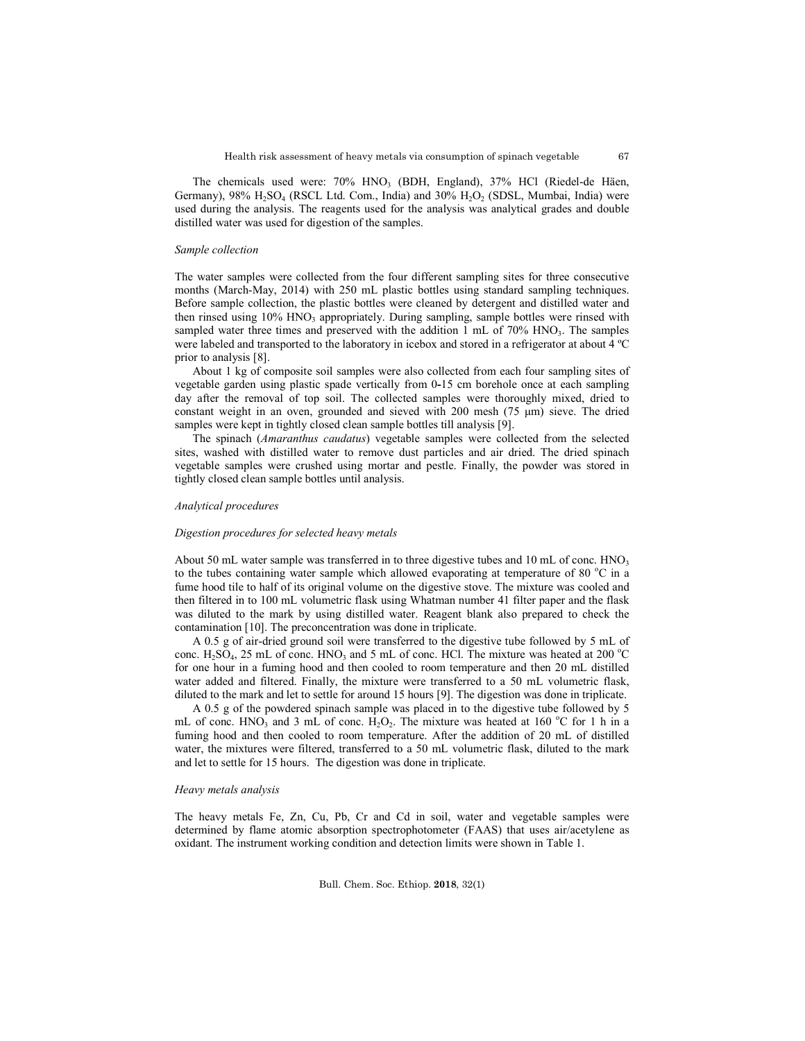The chemicals used were: 70% $HNO_3$ (BDH, England), 37% HCl (Riedel-de Häen, Germany), 98% $H_2SO_4$ (RSCL Ltd. Com., India) and 30% $H_2O_2$ (SDSL, Mumbai, India) were used during the analysis. The reagents used for the analysis was analytical grades and double distilled water was used for digestion of the samples.

*Sample collection*

The water samples were collected from the four different sampling sites for three consecutive months (March-May, 2014) with 250 mL plastic bottles using standard sampling techniques. Before sample collection, the plastic bottles were cleaned by detergent and distilled water and then rinsed using 10% $HNO_3$ appropriately. During sampling, sample bottles were rinsed with sampled water three times and preserved with the addition 1 mL of 70% $HNO_3$. The samples were labeled and transported to the laboratory in icebox and stored in a refrigerator at about 4 ºC prior to analysis [8].

About 1 kg of composite soil samples were also collected from each four sampling sites of vegetable garden using plastic spade vertically from 0-15 cm borehole once at each sampling day after the removal of top soil. The collected samples were thoroughly mixed, dried to constant weight in an oven, grounded and sieved with 200 mesh (75 μm) sieve. The dried samples were kept in tightly closed clean sample bottles till analysis [9].

The spinach (*Amaranthus caudatus*) vegetable samples were collected from the selected sites, washed with distilled water to remove dust particles and air dried. The dried spinach vegetable samples were crushed using mortar and pestle. Finally, the powder was stored in tightly closed clean sample bottles until analysis.

*Analytical procedures*

*Digestion procedures for selected heavy metals*

About 50 mL water sample was transferred in to three digestive tubes and 10 mL of conc. $HNO_3$ to the tubes containing water sample which allowed evaporating at temperature of 80 °C in a fume hood tile to half of its original volume on the digestive stove. The mixture was cooled and then filtered in to 100 mL volumetric flask using Whatman number 41 filter paper and the flask was diluted to the mark by using distilled water. Reagent blank also prepared to check the contamination [10]. The preconcentration was done in triplicate.

A 0.5 g of air-dried ground soil were transferred to the digestive tube followed by 5 mL of conc. $H_2SO_4$, 25 mL of conc. $HNO_3$ and 5 mL of conc. HCl. The mixture was heated at 200 °C for one hour in a fuming hood and then cooled to room temperature and then 20 mL distilled water added and filtered. Finally, the mixture were transferred to a 50 mL volumetric flask, diluted to the mark and let to settle for around 15 hours [9]. The digestion was done in triplicate.

A 0.5 g of the powdered spinach sample was placed in to the digestive tube followed by 5 mL of conc. $HNO_3$ and 3 mL of conc. $H_2O_2$. The mixture was heated at 160 °C for 1 h in a fuming hood and then cooled to room temperature. After the addition of 20 mL of distilled water, the mixtures were filtered, transferred to a 50 mL volumetric flask, diluted to the mark and let to settle for 15 hours. The digestion was done in triplicate.

*Heavy metals analysis*

The heavy metals Fe, Zn, Cu, Pb, Cr and Cd in soil, water and vegetable samples were determined by flame atomic absorption spectrophotometer (FAAS) that uses air/acetylene as oxidant. The instrument working condition and detection limits were shown in Table 1.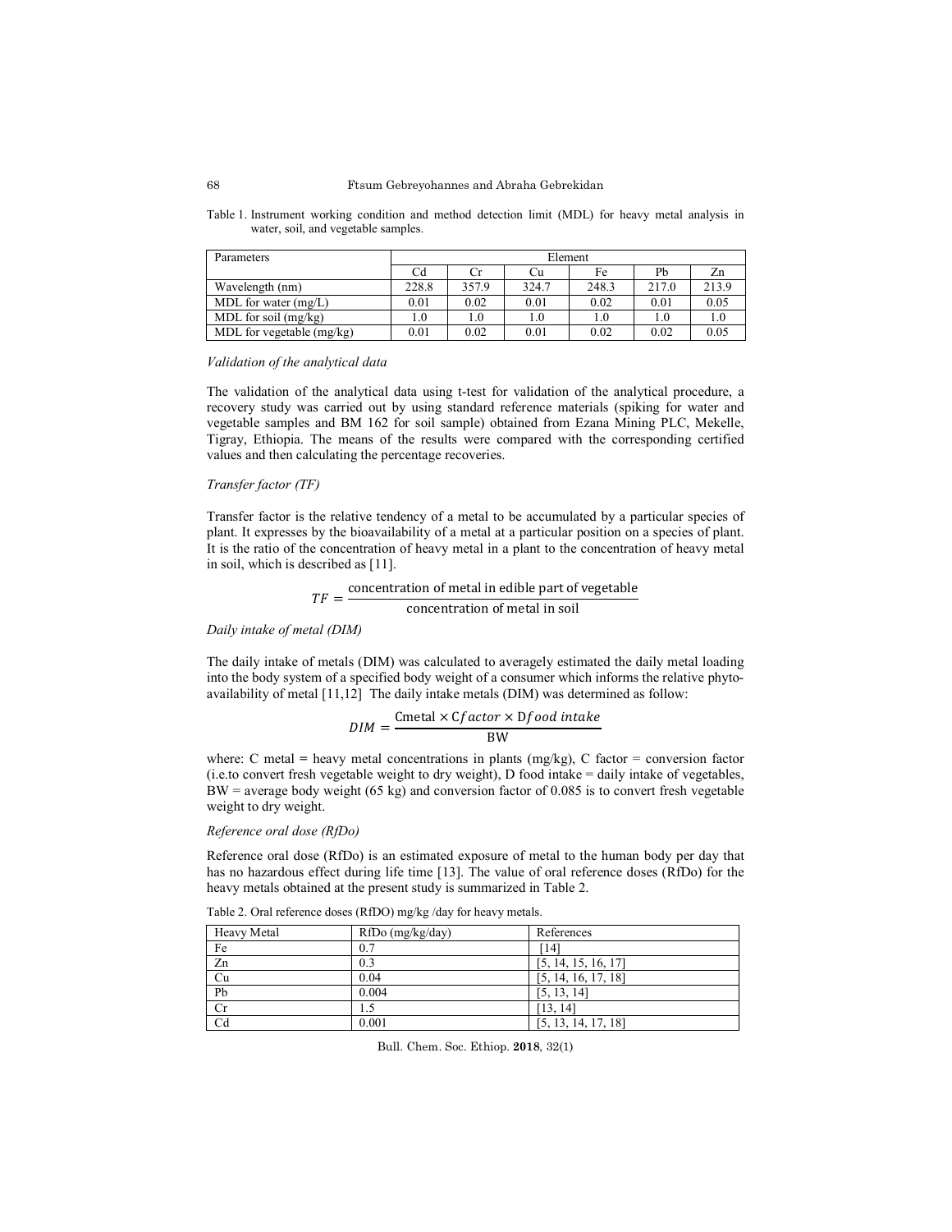Table 1. Instrument working condition and method detection limit (MDL) for heavy metal analysis in water, soil, and vegetable samples.

| Parameters | Element | | | | | |
|---|---|---|---|---|---|---|
| | Cd | Cr | Cu | Fe | Pb | Zn |
| Wavelength (nm) | 228.8 | 357.9 | 324.7 | 248.3 | 217.0 | 213.9 |
| MDL for water (mg/L) | 0.01 | 0.02 | 0.01 | 0.02 | 0.01 | 0.05 |
| MDL for soil (mg/kg) | 1.0 | 1.0 | 1.0 | 1.0 | 1.0 | 1.0 |
| MDL for vegetable (mg/kg) | 0.01 | 0.02 | 0.01 | 0.02 | 0.02 | 0.05 |

*Validation of the analytical data*

The validation of the analytical data using t-test for validation of the analytical procedure, a recovery study was carried out by using standard reference materials (spiking for water and vegetable samples and BM 162 for soil sample) obtained from Ezana Mining PLC, Mekelle, Tigray, Ethiopia. The means of the results were compared with the corresponding certified values and then calculating the percentage recoveries.

*Transfer factor (TF)*

Transfer factor is the relative tendency of a metal to be accumulated by a particular species of plant. It expresses by the bioavailability of a metal at a particular position on a species of plant. It is the ratio of the concentration of heavy metal in a plant to the concentration of heavy metal in soil, which is described as [11].

$$TF = \frac{\text{concentration of metal in edible part of vegetable}}{\text{concentration of metal in soil}}$$

*Daily intake of metal (DIM)*

The daily intake of metals (DIM) was calculated to averagely estimated the daily metal loading into the body system of a specified body weight of a consumer which informs the relative phyto-availability of metal [11,12] The daily intake metals (DIM) was determined as follow:

$$DIM = \frac{\text{Cmetal} \times \text{C}factor \times \text{D}food\ intake}{\text{BW}}$$

where: C metal = heavy metal concentrations in plants (mg/kg), C factor = conversion factor (i.e.to convert fresh vegetable weight to dry weight), D food intake = daily intake of vegetables, BW = average body weight (65 kg) and conversion factor of 0.085 is to convert fresh vegetable weight to dry weight.

*Reference oral dose (RfDo)*

Reference oral dose (RfDo) is an estimated exposure of metal to the human body per day that has no hazardous effect during life time [13]. The value of oral reference doses (RfDo) for the heavy metals obtained at the present study is summarized in Table 2.

Table 2. Oral reference doses (RfDO) mg/kg /day for heavy metals.

| Heavy Metal | RfDo (mg/kg/day) | References |
|---|---|---|
| Fe | 0.7 | [14] |
| Zn | 0.3 | [5, 14, 15, 16, 17] |
| Cu | 0.04 | [5, 14, 16, 17, 18] |
| Pb | 0.004 | [5, 13, 14] |
| Cr | 1.5 | [13, 14] |
| Cd | 0.001 | [5, 13, 14, 17, 18] |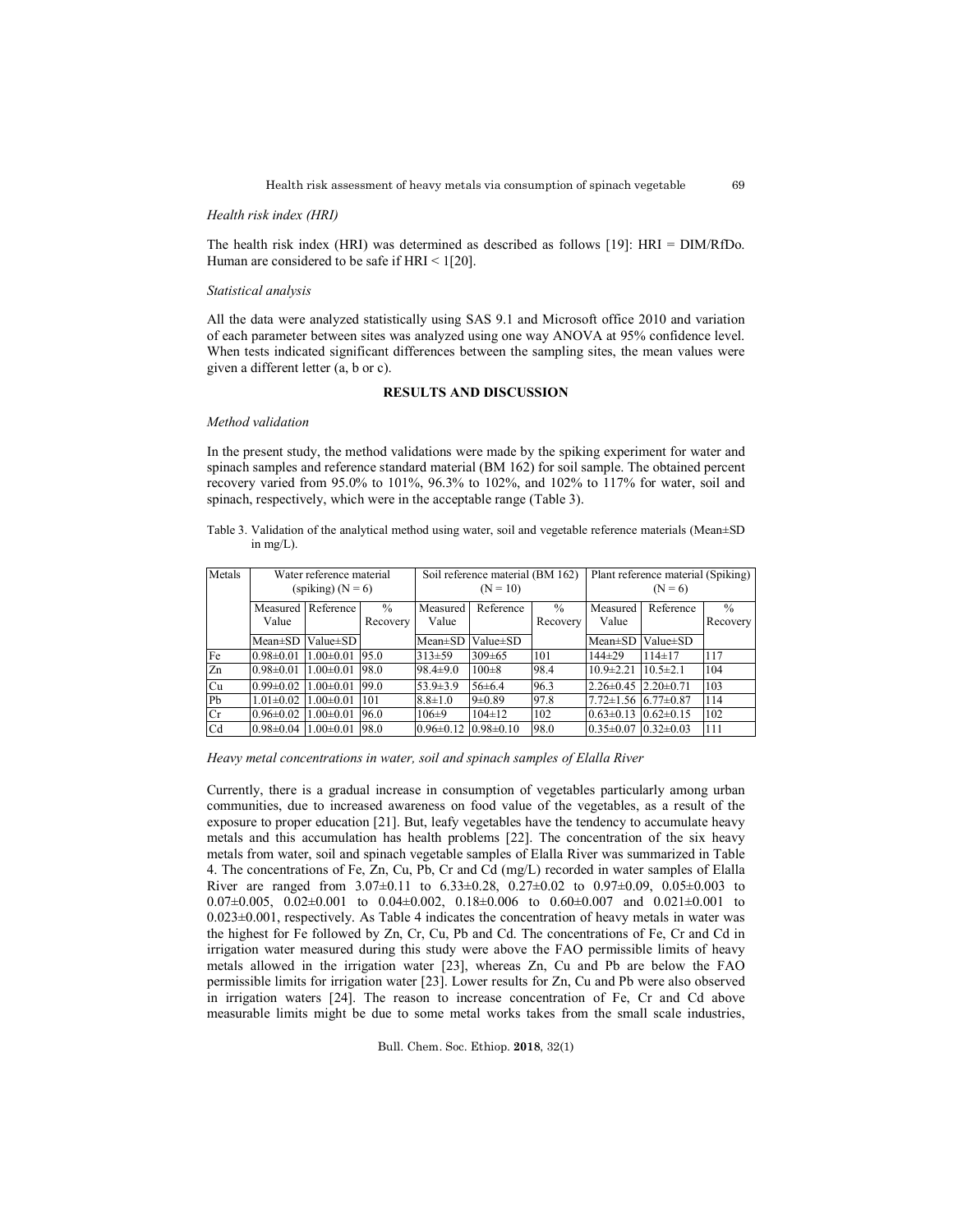*Health risk index (HRI)*

The health risk index (HRI) was determined as described as follows [19]: HRI = DIM/RfDo. Human are considered to be safe if HRI < 1[20].

*Statistical analysis*

All the data were analyzed statistically using SAS 9.1 and Microsoft office 2010 and variation of each parameter between sites was analyzed using one way ANOVA at 95% confidence level. When tests indicated significant differences between the sampling sites, the mean values were given a different letter (a, b or c).

## RESULTS AND DISCUSSION

*Method validation*

In the present study, the method validations were made by the spiking experiment for water and spinach samples and reference standard material (BM 162) for soil sample. The obtained percent recovery varied from 95.0% to 101%, 96.3% to 102%, and 102% to 117% for water, soil and spinach, respectively, which were in the acceptable range (Table 3).

Table 3. Validation of the analytical method using water, soil and vegetable reference materials (Mean±SD in mg/L).

| Metals | Water reference material (spiking) (N = 6) | | | Soil reference material (BM 162) (N = 10) | | | Plant reference material (Spiking) (N = 6) | | |
|---|---|---|---|---|---|---|---|---|---|
| | Measured Value | Reference | % Recovery | Measured Value | Reference | % Recovery | Measured Value | Reference | % Recovery |
| | Mean±SD | Value±SD | | Mean±SD | Value±SD | | Mean±SD | Value±SD | |
| Fe | 0.98±0.01 | 1.00±0.01 | 95.0 | 313±59 | 309±65 | 101 | 144±29 | 114±17 | 117 |
| Zn | 0.98±0.01 | 1.00±0.01 | 98.0 | 98.4±9.0 | 100±8 | 98.4 | 10.9±2.21 | 10.5±2.1 | 104 |
| Cu | 0.99±0.02 | 1.00±0.01 | 99.0 | 53.9±3.9 | 56±6.4 | 96.3 | 2.26±0.45 | 2.20±0.71 | 103 |
| Pb | 1.01±0.02 | 1.00±0.01 | 101 | 8.8±1.0 | 9±0.89 | 97.8 | 7.72±1.56 | 6.77±0.87 | 114 |
| Cr | 0.96±0.02 | 1.00±0.01 | 96.0 | 106±9 | 104±12 | 102 | 0.63±0.13 | 0.62±0.15 | 102 |
| Cd | 0.98±0.04 | 1.00±0.01 | 98.0 | 0.96±0.12 | 0.98±0.10 | 98.0 | 0.35±0.07 | 0.32±0.03 | 111 |

*Heavy metal concentrations in water, soil and spinach samples of Elalla River*

Currently, there is a gradual increase in consumption of vegetables particularly among urban communities, due to increased awareness on food value of the vegetables, as a result of the exposure to proper education [21]. But, leafy vegetables have the tendency to accumulate heavy metals and this accumulation has health problems [22]. The concentration of the six heavy metals from water, soil and spinach vegetable samples of Elalla River was summarized in Table 4. The concentrations of Fe, Zn, Cu, Pb, Cr and Cd (mg/L) recorded in water samples of Elalla River are ranged from 3.07±0.11 to 6.33±0.28, 0.27±0.02 to 0.97±0.09, 0.05±0.003 to 0.07±0.005, 0.02±0.001 to 0.04±0.002, 0.18±0.006 to 0.60±0.007 and 0.021±0.001 to 0.023±0.001, respectively. As Table 4 indicates the concentration of heavy metals in water was the highest for Fe followed by Zn, Cr, Cu, Pb and Cd. The concentrations of Fe, Cr and Cd in irrigation water measured during this study were above the FAO permissible limits of heavy metals allowed in the irrigation water [23], whereas Zn, Cu and Pb are below the FAO permissible limits for irrigation water [23]. Lower results for Zn, Cu and Pb were also observed in irrigation waters [24]. The reason to increase concentration of Fe, Cr and Cd above measurable limits might be due to some metal works takes from the small scale industries,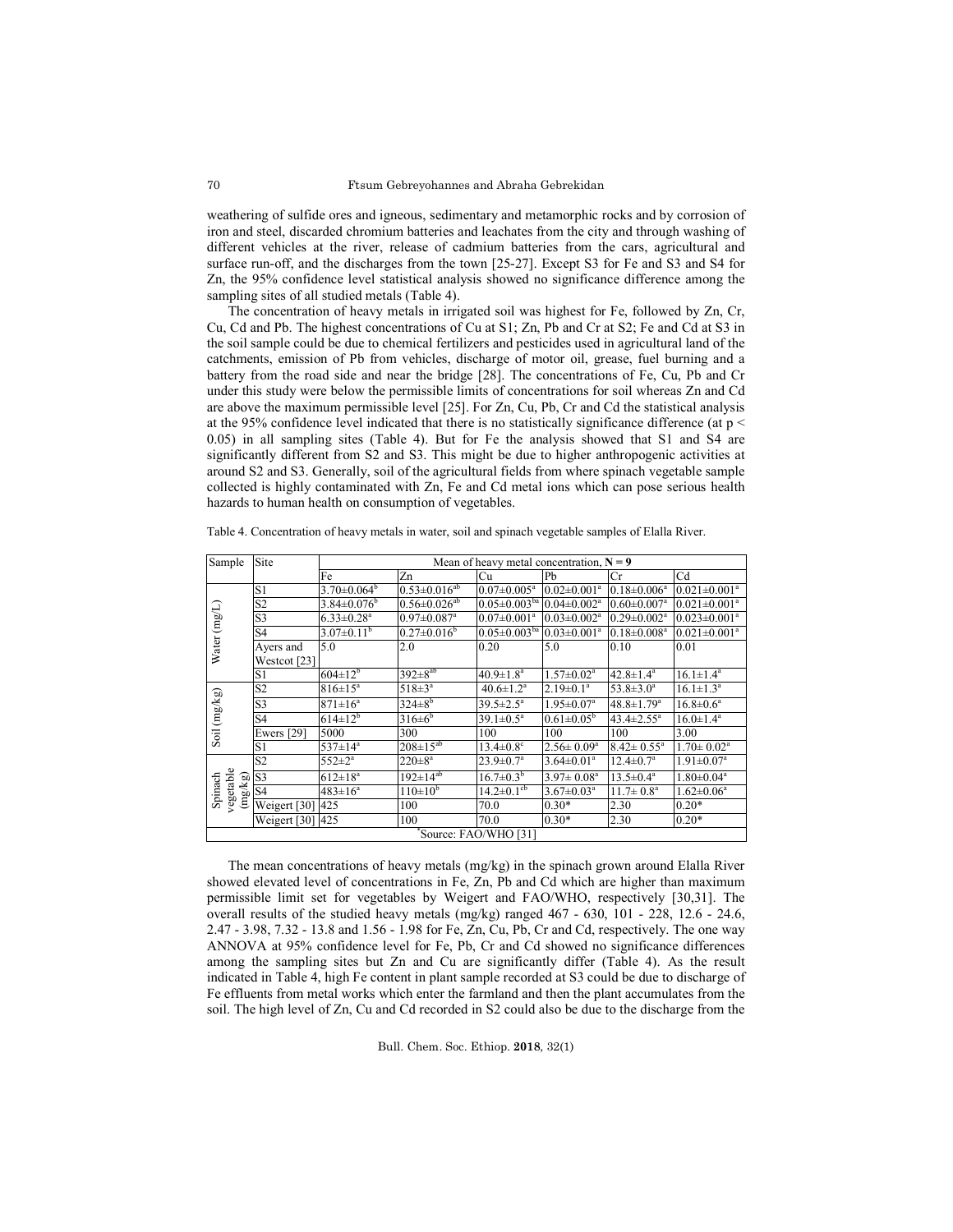weathering of sulfide ores and igneous, sedimentary and metamorphic rocks and by corrosion of iron and steel, discarded chromium batteries and leachates from the city and through washing of different vehicles at the river, release of cadmium batteries from the cars, agricultural and surface run-off, and the discharges from the town [25-27]. Except S3 for Fe and S3 and S4 for Zn, the 95% confidence level statistical analysis showed no significance difference among the sampling sites of all studied metals (Table 4).

The concentration of heavy metals in irrigated soil was highest for Fe, followed by Zn, Cr, Cu, Cd and Pb. The highest concentrations of Cu at S1; Zn, Pb and Cr at S2; Fe and Cd at S3 in the soil sample could be due to chemical fertilizers and pesticides used in agricultural land of the catchments, emission of Pb from vehicles, discharge of motor oil, grease, fuel burning and a battery from the road side and near the bridge [28]. The concentrations of Fe, Cu, Pb and Cr under this study were below the permissible limits of concentrations for soil whereas Zn and Cd are above the maximum permissible level [25]. For Zn, Cu, Pb, Cr and Cd the statistical analysis at the 95% confidence level indicated that there is no statistically significance difference (at $p < 0.05$) in all sampling sites (Table 4). But for Fe the analysis showed that S1 and S4 are significantly different from S2 and S3. This might be due to higher anthropogenic activities at around S2 and S3. Generally, soil of the agricultural fields from where spinach vegetable sample collected is highly contaminated with Zn, Fe and Cd metal ions which can pose serious health hazards to human health on consumption of vegetables.

Table 4. Concentration of heavy metals in water, soil and spinach vegetable samples of Elalla River.

| Sample | Site | Mean of heavy metal concentration, **N = 9** | | | | | |
|---|---|---|---|---|---|---|---|
| | | Fe | Zn | Cu | Pb | Cr | Cd |
| Water (mg/L) | S1 | $3.70\pm0.064^{b}$ | $0.53\pm0.016^{ab}$ | $0.07\pm0.005^{a}$ | $0.02\pm0.001^{a}$ | $0.18\pm0.006^{a}$ | $0.021\pm0.001^{a}$ |
| | S2 | $3.84\pm0.076^{b}$ | $0.56\pm0.026^{ab}$ | $0.05\pm0.003^{ba}$ | $0.04\pm0.002^{a}$ | $0.60\pm0.007^{a}$ | $0.021\pm0.001^{a}$ |
| | S3 | $6.33\pm0.28^{a}$ | $0.97\pm0.087^{a}$ | $0.07\pm0.001^{a}$ | $0.03\pm0.002^{a}$ | $0.29\pm0.002^{a}$ | $0.023\pm0.001^{a}$ |
| | S4 | $3.07\pm0.11^{b}$ | $0.27\pm0.016^{b}$ | $0.05\pm0.003^{ba}$ | $0.03\pm0.001^{a}$ | $0.18\pm0.008^{a}$ | $0.021\pm0.001^{a}$ |
| | Ayers and Westcot [23] | 5.0 | 2.0 | 0.20 | 5.0 | 0.10 | 0.01 |
| Soil (mg/kg) | S1 | $604\pm12^{b}$ | $392\pm8^{ab}$ | $40.9\pm1.8^{a}$ | $1.57\pm0.02^{a}$ | $42.8\pm1.4^{a}$ | $16.1\pm1.4^{a}$ |
| | S2 | $816\pm15^{a}$ | $518\pm3^{a}$ | $40.6\pm1.2^{a}$ | $2.19\pm0.1^{a}$ | $53.8\pm3.0^{a}$ | $16.1\pm1.3^{a}$ |
| | S3 | $871\pm16^{a}$ | $324\pm8^{b}$ | $39.5\pm2.5^{a}$ | $1.95\pm0.07^{a}$ | $48.8\pm1.79^{a}$ | $16.8\pm0.6^{a}$ |
| | S4 | $614\pm12^{b}$ | $316\pm6^{b}$ | $39.1\pm0.5^{a}$ | $0.61\pm0.05^{b}$ | $43.4\pm2.55^{a}$ | $16.0\pm1.4^{a}$ |
| | Ewers [29] | 5000 | 300 | 100 | 100 | 100 | 3.00 |
| Spinach vegetable (mg/kg) | S1 | $537\pm14^{a}$ | $208\pm15^{ab}$ | $13.4\pm0.8^{c}$ | $2.56\pm0.09^{a}$ | $8.42\pm0.55^{a}$ | $1.70\pm0.02^{a}$ |
| | S2 | $552\pm2^{a}$ | $220\pm8^{a}$ | $23.9\pm0.7^{a}$ | $3.64\pm0.01^{a}$ | $12.4\pm0.7^{a}$ | $1.91\pm0.07^{a}$ |
| | S3 | $612\pm18^{a}$ | $192\pm14^{ab}$ | $16.7\pm0.3^{b}$ | $3.97\pm0.08^{a}$ | $13.5\pm0.4^{a}$ | $1.80\pm0.04^{a}$ |
| | S4 | $483\pm16^{a}$ | $110\pm10^{b}$ | $14.2\pm0.1^{cb}$ | $3.67\pm0.03^{a}$ | $11.7\pm0.8^{a}$ | $1.62\pm0.06^{a}$ |
| | Weigert [30] | 425 | 100 | 70.0 | 0.30* | 2.30 | 0.20* |
| | Weigert [30] | 425 | 100 | 70.0 | 0.30* | 2.30 | 0.20* |

*Source: FAO/WHO [31]

The mean concentrations of heavy metals (mg/kg) in the spinach grown around Elalla River showed elevated level of concentrations in Fe, Zn, Pb and Cd which are higher than maximum permissible limit set for vegetables by Weigert and FAO/WHO, respectively [30,31]. The overall results of the studied heavy metals (mg/kg) ranged 467 - 630, 101 - 228, 12.6 - 24.6, 2.47 - 3.98, 7.32 - 13.8 and 1.56 - 1.98 for Fe, Zn, Cu, Pb, Cr and Cd, respectively. The one way ANNOVA at 95% confidence level for Fe, Pb, Cr and Cd showed no significance differences among the sampling sites but Zn and Cu are significantly differ (Table 4). As the result indicated in Table 4, high Fe content in plant sample recorded at S3 could be due to discharge of Fe effluents from metal works which enter the farmland and then the plant accumulates from the soil. The high level of Zn, Cu and Cd recorded in S2 could also be due to the discharge from the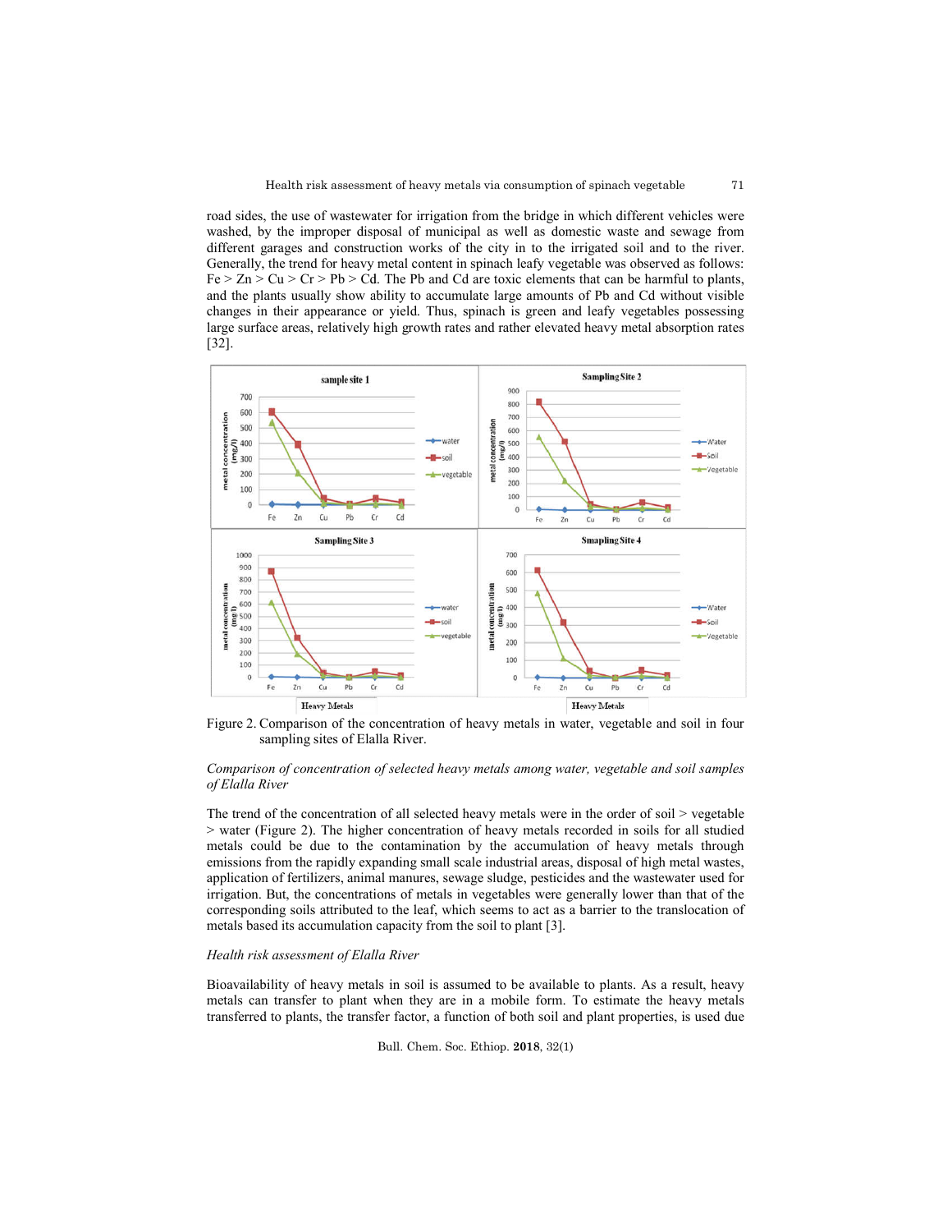road sides, the use of wastewater for irrigation from the bridge in which different vehicles were washed, by the improper disposal of municipal as well as domestic waste and sewage from different garages and construction works of the city in to the irrigated soil and to the river. Generally, the trend for heavy metal content in spinach leafy vegetable was observed as follows: Fe > Zn > Cu > Cr > Pb > Cd. The Pb and Cd are toxic elements that can be harmful to plants, and the plants usually show ability to accumulate large amounts of Pb and Cd without visible changes in their appearance or yield. Thus, spinach is green and leafy vegetables possessing large surface areas, relatively high growth rates and rather elevated heavy metal absorption rates [32].

Figure 2. Comparison of the concentration of heavy metals in water, vegetable and soil in four sampling sites of Elalla River.

*Comparison of concentration of selected heavy metals among water, vegetable and soil samples of Elalla River*

The trend of the concentration of all selected heavy metals were in the order of soil > vegetable > water (Figure 2). The higher concentration of heavy metals recorded in soils for all studied metals could be due to the contamination by the accumulation of heavy metals through emissions from the rapidly expanding small scale industrial areas, disposal of high metal wastes, application of fertilizers, animal manures, sewage sludge, pesticides and the wastewater used for irrigation. But, the concentrations of metals in vegetables were generally lower than that of the corresponding soils attributed to the leaf, which seems to act as a barrier to the translocation of metals based its accumulation capacity from the soil to plant [3].

*Health risk assessment of Elalla River*

Bioavailability of heavy metals in soil is assumed to be available to plants. As a result, heavy metals can transfer to plant when they are in a mobile form. To estimate the heavy metals transferred to plants, the transfer factor, a function of both soil and plant properties, is used due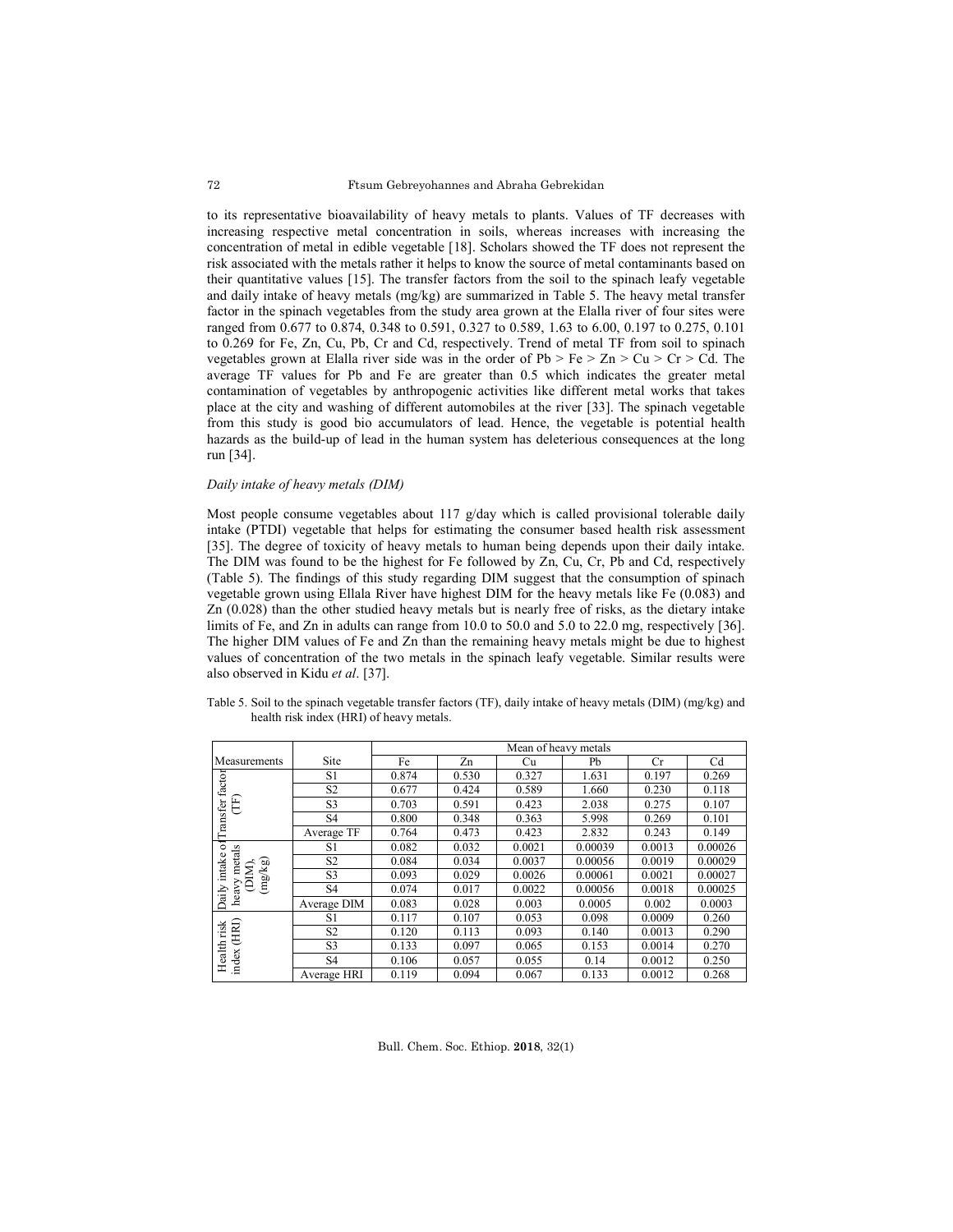to its representative bioavailability of heavy metals to plants. Values of TF decreases with increasing respective metal concentration in soils, whereas increases with increasing the concentration of metal in edible vegetable [18]. Scholars showed the TF does not represent the risk associated with the metals rather it helps to know the source of metal contaminants based on their quantitative values [15]. The transfer factors from the soil to the spinach leafy vegetable and daily intake of heavy metals (mg/kg) are summarized in Table 5. The heavy metal transfer factor in the spinach vegetables from the study area grown at the Elalla river of four sites were ranged from 0.677 to 0.874, 0.348 to 0.591, 0.327 to 0.589, 1.63 to 6.00, 0.197 to 0.275, 0.101 to 0.269 for Fe, Zn, Cu, Pb, Cr and Cd, respectively. Trend of metal TF from soil to spinach vegetables grown at Elalla river side was in the order of Pb > Fe > Zn > Cu > Cr > Cd. The average TF values for Pb and Fe are greater than 0.5 which indicates the greater metal contamination of vegetables by anthropogenic activities like different metal works that takes place at the city and washing of different automobiles at the river [33]. The spinach vegetable from this study is good bio accumulators of lead. Hence, the vegetable is potential health hazards as the build-up of lead in the human system has deleterious consequences at the long run [34].

*Daily intake of heavy metals (DIM)*

Most people consume vegetables about 117 g/day which is called provisional tolerable daily intake (PTDI) vegetable that helps for estimating the consumer based health risk assessment [35]. The degree of toxicity of heavy metals to human being depends upon their daily intake. The DIM was found to be the highest for Fe followed by Zn, Cu, Cr, Pb and Cd, respectively (Table 5). The findings of this study regarding DIM suggest that the consumption of spinach vegetable grown using Ellala River have highest DIM for the heavy metals like Fe (0.083) and Zn (0.028) than the other studied heavy metals but is nearly free of risks, as the dietary intake limits of Fe, and Zn in adults can range from 10.0 to 50.0 and 5.0 to 22.0 mg, respectively [36]. The higher DIM values of Fe and Zn than the remaining heavy metals might be due to highest values of concentration of the two metals in the spinach leafy vegetable. Similar results were also observed in Kidu *et al*. [37].

Table 5. Soil to the spinach vegetable transfer factors (TF), daily intake of heavy metals (DIM) (mg/kg) and health risk index (HRI) of heavy metals.

| Measurements | Site | Mean of heavy metals | | | | | |
|---|---|---|---|---|---|---|---|
| | | Fe | Zn | Cu | Pb | Cr | Cd |
| Transfer factor (TF) | S1 | 0.874 | 0.530 | 0.327 | 1.631 | 0.197 | 0.269 |
| | S2 | 0.677 | 0.424 | 0.589 | 1.660 | 0.230 | 0.118 |
| | S3 | 0.703 | 0.591 | 0.423 | 2.038 | 0.275 | 0.107 |
| | S4 | 0.800 | 0.348 | 0.363 | 5.998 | 0.269 | 0.101 |
| | Average TF | 0.764 | 0.473 | 0.423 | 2.832 | 0.243 | 0.149 |
| Daily intake of heavy metals (DIM), (mg/kg) | S1 | 0.082 | 0.032 | 0.0021 | 0.00039 | 0.0013 | 0.00026 |
| | S2 | 0.084 | 0.034 | 0.0037 | 0.00056 | 0.0019 | 0.00029 |
| | S3 | 0.093 | 0.029 | 0.0026 | 0.00061 | 0.0021 | 0.00027 |
| | S4 | 0.074 | 0.017 | 0.0022 | 0.00056 | 0.0018 | 0.00025 |
| | Average DIM | 0.083 | 0.028 | 0.003 | 0.0005 | 0.002 | 0.0003 |
| Health risk index (HRI) | S1 | 0.117 | 0.107 | 0.053 | 0.098 | 0.0009 | 0.260 |
| | S2 | 0.120 | 0.113 | 0.093 | 0.140 | 0.0013 | 0.290 |
| | S3 | 0.133 | 0.097 | 0.065 | 0.153 | 0.0014 | 0.270 |
| | S4 | 0.106 | 0.057 | 0.055 | 0.14 | 0.0012 | 0.250 |
| | Average HRI | 0.119 | 0.094 | 0.067 | 0.133 | 0.0012 | 0.268 |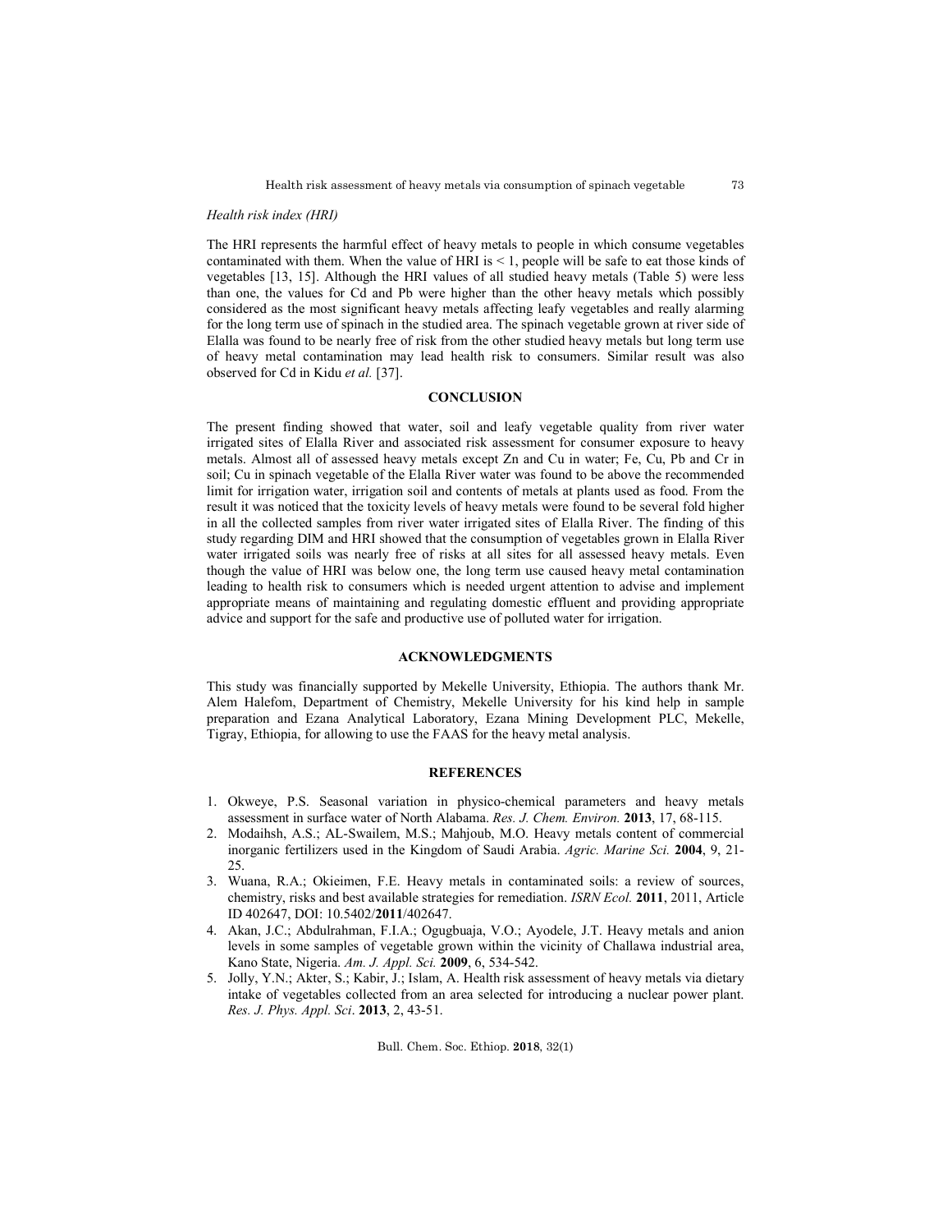*Health risk index (HRI)*

The HRI represents the harmful effect of heavy metals to people in which consume vegetables contaminated with them. When the value of HRI is < 1, people will be safe to eat those kinds of vegetables [13, 15]. Although the HRI values of all studied heavy metals (Table 5) were less than one, the values for Cd and Pb were higher than the other heavy metals which possibly considered as the most significant heavy metals affecting leafy vegetables and really alarming for the long term use of spinach in the studied area. The spinach vegetable grown at river side of Elalla was found to be nearly free of risk from the other studied heavy metals but long term use of heavy metal contamination may lead health risk to consumers. Similar result was also observed for Cd in Kidu *et al.* [37].

## CONCLUSION

The present finding showed that water, soil and leafy vegetable quality from river water irrigated sites of Elalla River and associated risk assessment for consumer exposure to heavy metals. Almost all of assessed heavy metals except Zn and Cu in water; Fe, Cu, Pb and Cr in soil; Cu in spinach vegetable of the Elalla River water was found to be above the recommended limit for irrigation water, irrigation soil and contents of metals at plants used as food. From the result it was noticed that the toxicity levels of heavy metals were found to be several fold higher in all the collected samples from river water irrigated sites of Elalla River. The finding of this study regarding DIM and HRI showed that the consumption of vegetables grown in Elalla River water irrigated soils was nearly free of risks at all sites for all assessed heavy metals. Even though the value of HRI was below one, the long term use caused heavy metal contamination leading to health risk to consumers which is needed urgent attention to advise and implement appropriate means of maintaining and regulating domestic effluent and providing appropriate advice and support for the safe and productive use of polluted water for irrigation.

## ACKNOWLEDGMENTS

This study was financially supported by Mekelle University, Ethiopia. The authors thank Mr. Alem Halefom, Department of Chemistry, Mekelle University for his kind help in sample preparation and Ezana Analytical Laboratory, Ezana Mining Development PLC, Mekelle, Tigray, Ethiopia, for allowing to use the FAAS for the heavy metal analysis.

## REFERENCES

1. Okweye, P.S. Seasonal variation in physico-chemical parameters and heavy metals assessment in surface water of North Alabama. *Res. J. Chem. Environ.* **2013**, 17, 68-115.
2. Modaihsh, A.S.; AL-Swailem, M.S.; Mahjoub, M.O. Heavy metals content of commercial inorganic fertilizers used in the Kingdom of Saudi Arabia. *Agric. Marine Sci.* **2004**, 9, 21-25.
3. Wuana, R.A.; Okieimen, F.E. Heavy metals in contaminated soils: a review of sources, chemistry, risks and best available strategies for remediation. *ISRN Ecol.* **2011**, 2011, Article ID 402647, DOI: 10.5402/**2011**/402647.
4. Akan, J.C.; Abdulrahman, F.I.A.; Ogugbuaja, V.O.; Ayodele, J.T. Heavy metals and anion levels in some samples of vegetable grown within the vicinity of Challawa industrial area, Kano State, Nigeria. *Am. J. Appl. Sci.* **2009**, 6, 534-542.
5. Jolly, Y.N.; Akter, S.; Kabir, J.; Islam, A. Health risk assessment of heavy metals via dietary intake of vegetables collected from an area selected for introducing a nuclear power plant. *Res. J. Phys. Appl. Sci*. **2013**, 2, 43-51.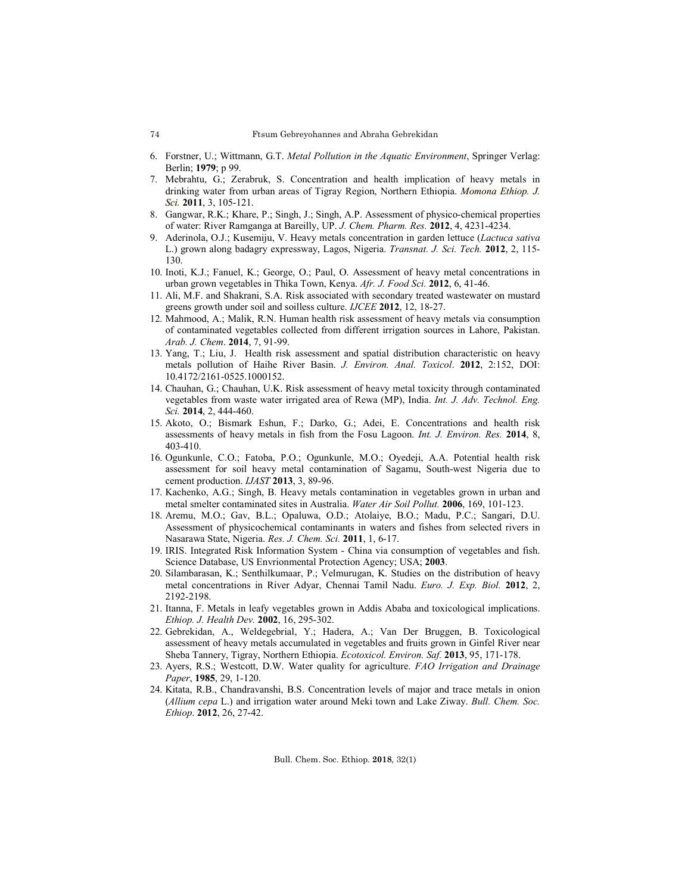6. Forstner, U.; Wittmann, G.T. *Metal Pollution in the Aquatic Environment*, Springer Verlag: Berlin; **1979**; p 99.
7. Mebrahtu, G.; Zerabruk, S. Concentration and health implication of heavy metals in drinking water from urban areas of Tigray Region, Northern Ethiopia. *Momona Ethiop. J. Sci.* **2011**, 3, 105-121.
8. Gangwar, R.K.; Khare, P.; Singh, J.; Singh, A.P. Assessment of physico-chemical properties of water: River Ramganga at Bareilly, UP. *J. Chem. Pharm. Res.* **2012**, 4, 4231-4234.
9. Aderinola, O.J.; Kusemiju, V. Heavy metals concentration in garden lettuce (*Lactuca sativa* L.) grown along badagry expressway, Lagos, Nigeria. *Transnat. J. Sci. Tech.* **2012**, 2, 115-130.
10. Inoti, K.J.; Fanuel, K.; George, O.; Paul, O. Assessment of heavy metal concentrations in urban grown vegetables in Thika Town, Kenya. *Afr. J. Food Sci.* **2012**, 6, 41-46.
11. Ali, M.F. and Shakrani, S.A. Risk associated with secondary treated wastewater on mustard greens growth under soil and soilless culture. *IJCEE* **2012**, 12, 18-27.
12. Mahmood, A.; Malik, R.N. Human health risk assessment of heavy metals via consumption of contaminated vegetables collected from different irrigation sources in Lahore, Pakistan. *Arab. J. Chem*. **2014**, 7, 91-99.
13. Yang, T.; Liu, J. Health risk assessment and spatial distribution characteristic on heavy metals pollution of Haihe River Basin. *J. Environ. Anal. Toxicol*. **2012**, 2:152, DOI: 10.4172/2161-0525.1000152.
14. Chauhan, G.; Chauhan, U.K. Risk assessment of heavy metal toxicity through contaminated vegetables from waste water irrigated area of Rewa (MP), India. *Int. J. Adv. Technol. Eng. Sci.* **2014**, 2, 444-460.
15. Akoto, O.; Bismark Eshun, F.; Darko, G.; Adei, E. Concentrations and health risk assessments of heavy metals in fish from the Fosu Lagoon. *Int. J. Environ. Res.* **2014**, 8, 403-410.
16. Ogunkunle, C.O.; Fatoba, P.O.; Ogunkunle, M.O.; Oyedeji, A.A. Potential health risk assessment for soil heavy metal contamination of Sagamu, South-west Nigeria due to cement production. *IJAST* **2013**, 3, 89-96.
17. Kachenko, A.G.; Singh, B. Heavy metals contamination in vegetables grown in urban and metal smelter contaminated sites in Australia. *Water Air Soil Pollut.* **2006**, 169, 101-123.
18. Aremu, M.O.; Gav, B.L.; Opaluwa, O.D.; Atolaiye, B.O.; Madu, P.C.; Sangari, D.U. Assessment of physicochemical contaminants in waters and fishes from selected rivers in Nasarawa State, Nigeria. *Res. J. Chem. Sci.* **2011**, 1, 6-17.
19. IRIS. Integrated Risk Information System - China via consumption of vegetables and fish. Science Database, US Envrionmental Protection Agency; USA; **2003**.
20. Silambarasan, K.; Senthilkumaar, P.; Velmurugan, K. Studies on the distribution of heavy metal concentrations in River Adyar, Chennai Tamil Nadu. *Euro. J. Exp. Biol.* **2012**, 2, 2192-2198.
21. Itanna, F. Metals in leafy vegetables grown in Addis Ababa and toxicological implications. *Ethiop. J. Health Dev.* **2002**, 16, 295-302.
22. Gebrekidan, A., Weldegebrial, Y.; Hadera, A.; Van Der Bruggen, B. Toxicological assessment of heavy metals accumulated in vegetables and fruits grown in Ginfel River near Sheba Tannery, Tigray, Northern Ethiopia. *Ecotoxicol. Environ. Saf.* **2013**, 95, 171-178.
23. Ayers, R.S.; Westcott, D.W. Water quality for agriculture. *FAO Irrigation and Drainage Paper*, **1985**, 29, 1-120.
24. Kitata, R.B., Chandravanshi, B.S. Concentration levels of major and trace metals in onion (*Allium cepa* L.) and irrigation water around Meki town and Lake Ziway. *Bull. Chem. Soc. Ethiop*. **2012**, 26, 27-42.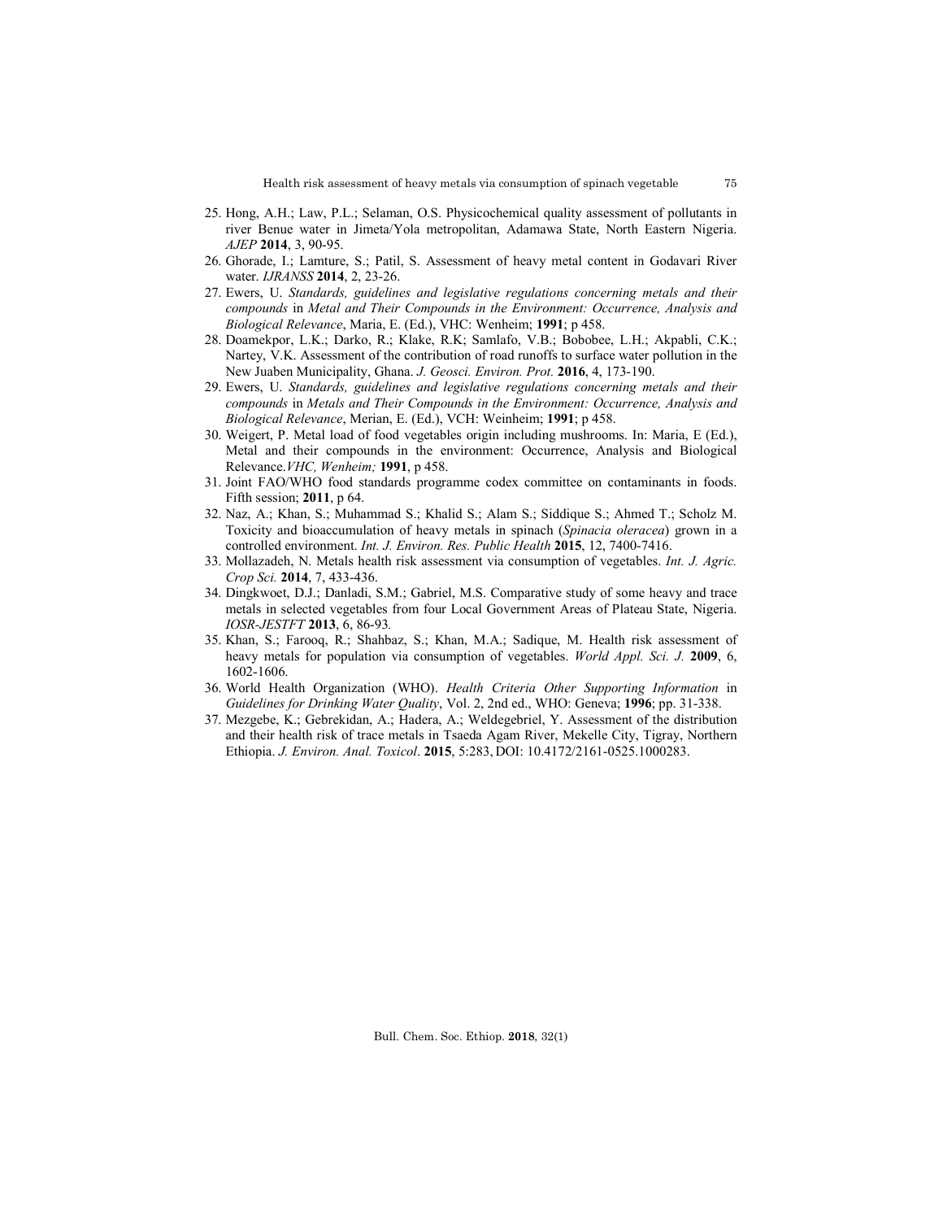25. Hong, A.H.; Law, P.L.; Selaman, O.S. Physicochemical quality assessment of pollutants in river Benue water in Jimeta/Yola metropolitan, Adamawa State, North Eastern Nigeria. *AJEP* **2014**, 3, 90-95.
26. Ghorade, I.; Lamture, S.; Patil, S. Assessment of heavy metal content in Godavari River water. *IJRANSS* **2014**, 2, 23-26.
27. Ewers, U. *Standards, guidelines and legislative regulations concerning metals and their compounds* in *Metal and Their Compounds in the Environment: Occurrence, Analysis and Biological Relevance*, Maria, E. (Ed.), VHC: Wenheim; **1991**; p 458.
28. Doamekpor, L.K.; Darko, R.; Klake, R.K; Samlafo, V.B.; Bobobee, L.H.; Akpabli, C.K.; Nartey, V.K. Assessment of the contribution of road runoffs to surface water pollution in the New Juaben Municipality, Ghana. *J. Geosci. Environ. Prot.* **2016**, 4, 173-190.
29. Ewers, U. *Standards, guidelines and legislative regulations concerning metals and their compounds* in *Metals and Their Compounds in the Environment: Occurrence, Analysis and Biological Relevance*, Merian, E. (Ed.), VCH: Weinheim; **1991**; p 458.
30. Weigert, P. Metal load of food vegetables origin including mushrooms. In: Maria, E (Ed.), Metal and their compounds in the environment: Occurrence, Analysis and Biological Relevance.*VHC, Wenheim;* **1991**, p 458.
31. Joint FAO/WHO food standards programme codex committee on contaminants in foods. Fifth session; **2011**, p 64.
32. Naz, A.; Khan, S.; Muhammad S.; Khalid S.; Alam S.; Siddique S.; Ahmed T.; Scholz M. Toxicity and bioaccumulation of heavy metals in spinach (*Spinacia oleracea*) grown in a controlled environment. *Int. J. Environ. Res. Public Health* **2015**, 12, 7400-7416.
33. Mollazadeh, N. Metals health risk assessment via consumption of vegetables. *Int. J. Agric. Crop Sci.* **2014**, 7, 433-436.
34. Dingkwoet, D.J.; Danladi, S.M.; Gabriel, M.S. Comparative study of some heavy and trace metals in selected vegetables from four Local Government Areas of Plateau State, Nigeria. *IOSR-JESTFT* **2013**, 6, 86-93*.*
35. Khan, S.; Farooq, R.; Shahbaz, S.; Khan, M.A.; Sadique, M. Health risk assessment of heavy metals for population via consumption of vegetables. *World Appl. Sci. J.* **2009**, 6, 1602-1606.
36. World Health Organization (WHO). *Health Criteria Other Supporting Information* in *Guidelines for Drinking Water Quality*, Vol. 2, 2nd ed., WHO: Geneva; **1996**; pp. 31-338.
37. Mezgebe, K.; Gebrekidan, A.; Hadera, A.; Weldegebriel, Y. Assessment of the distribution and their health risk of trace metals in Tsaeda Agam River, Mekelle City, Tigray, Northern Ethiopia. *J. Environ. Anal. Toxicol*. **2015**, 5:283, DOI: 10.4172/2161-0525.1000283.